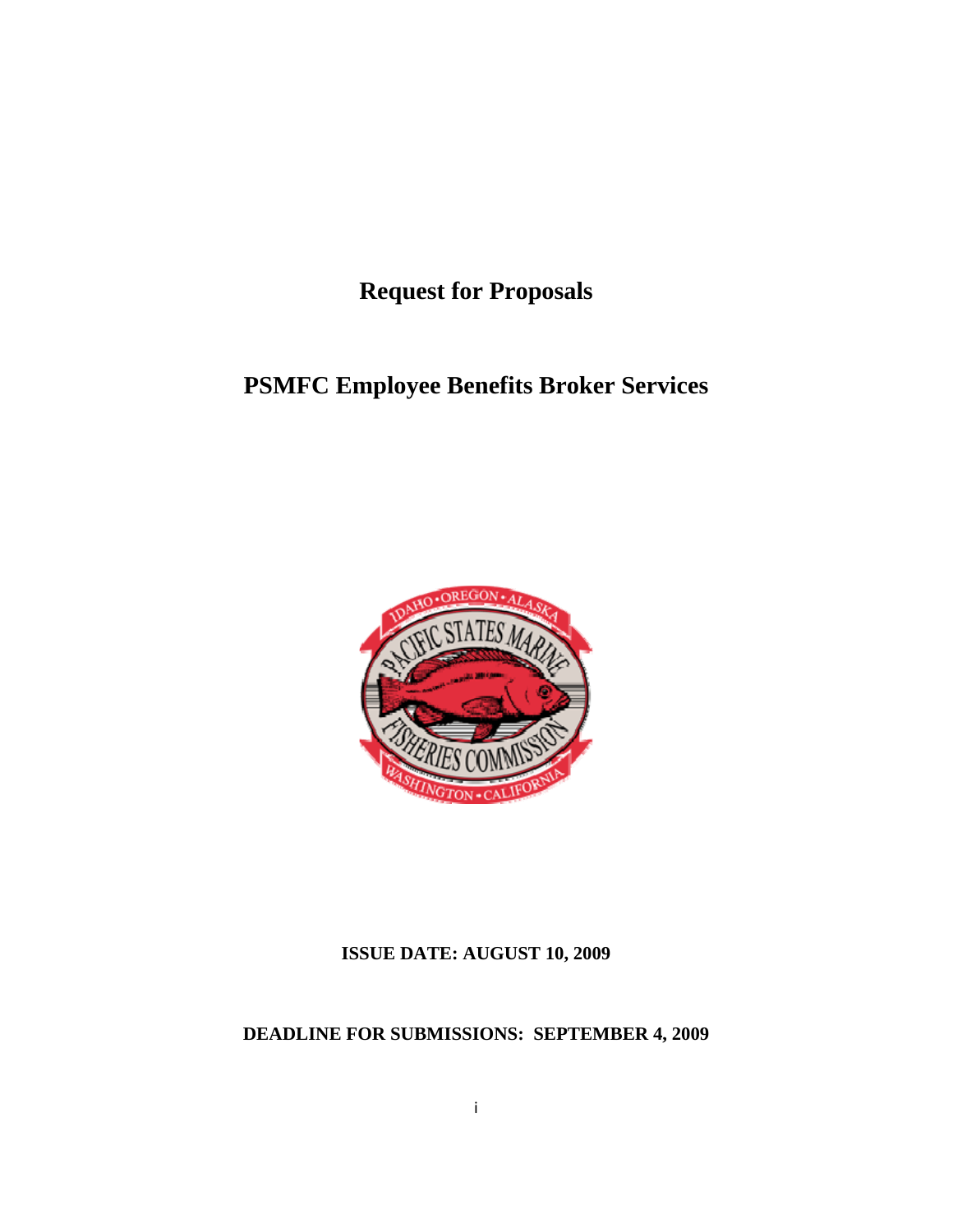# Request for Proposals

# PSMFC Employee Benefits Broker Services

**ISSUE DATE: AUGUST 10, 2009**

**DEADLINE FOR SUBMISSIONS: SEPTEMBER 4, 2009**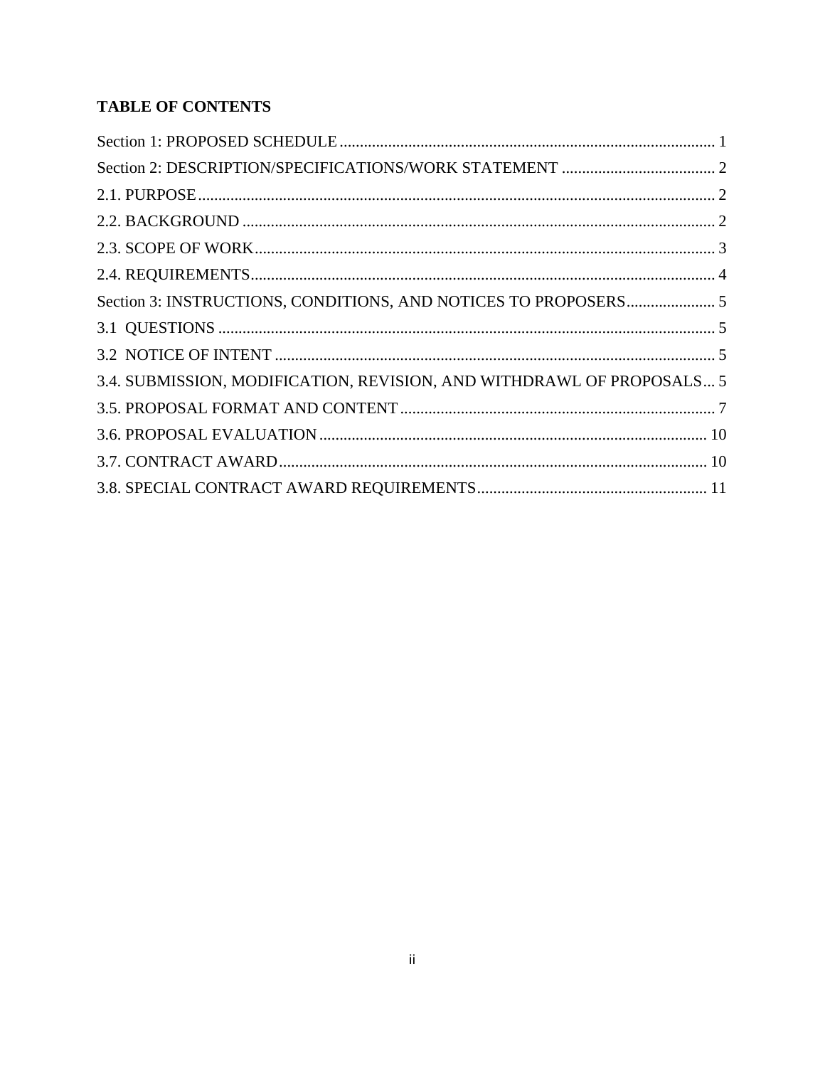**TABLE OF CONTENTS**

Section 1: PROPOSED SCHEDULE .......... 1

Section 2: DESCRIPTION/SPECIFICATIONS/WORK STATEMENT .......... 2

2.1. PURPOSE .......... 2

2.2. BACKGROUND .......... 2

2.3. SCOPE OF WORK .......... 3

2.4. REQUIREMENTS .......... 4

Section 3: INSTRUCTIONS, CONDITIONS, AND NOTICES TO PROPOSERS .......... 5

3.1 QUESTIONS .......... 5

3.2 NOTICE OF INTENT .......... 5

3.4. SUBMISSION, MODIFICATION, REVISION, AND WITHDRAWL OF PROPOSALS .......... 5

3.5. PROPOSAL FORMAT AND CONTENT .......... 7

3.6. PROPOSAL EVALUATION .......... 10

3.7. CONTRACT AWARD .......... 10

3.8. SPECIAL CONTRACT AWARD REQUIREMENTS .......... 11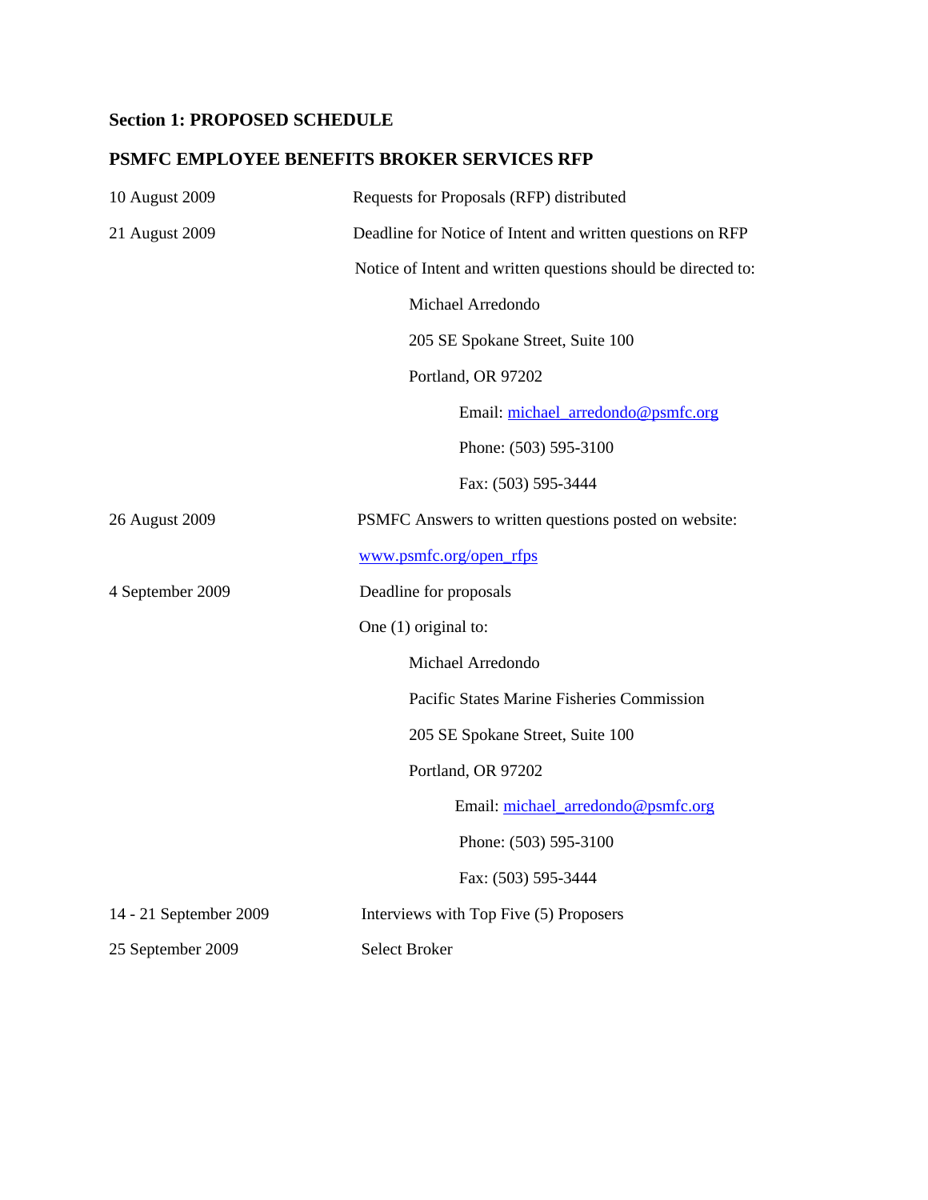**Section 1: PROPOSED SCHEDULE**

**PSMFC EMPLOYEE BENEFITS BROKER SERVICES RFP**

10 August 2009 — Requests for Proposals (RFP) distributed

21 August 2009 — Deadline for Notice of Intent and written questions on RFP

Notice of Intent and written questions should be directed to:

> Michael Arredondo
>
> 205 SE Spokane Street, Suite 100
>
> Portland, OR 97202
>
> Email: michael_arredondo@psmfc.org
>
> Phone: (503) 595-3100
>
> Fax: (503) 595-3444

26 August 2009 — PSMFC Answers to written questions posted on website:

www.psmfc.org/open_rfps

4 September 2009 — Deadline for proposals

One (1) original to:

> Michael Arredondo
>
> Pacific States Marine Fisheries Commission
>
> 205 SE Spokane Street, Suite 100
>
> Portland, OR 97202
>
> Email: michael_arredondo@psmfc.org
>
> Phone: (503) 595-3100
>
> Fax: (503) 595-3444

14 - 21 September 2009 — Interviews with Top Five (5) Proposers

25 September 2009 — Select Broker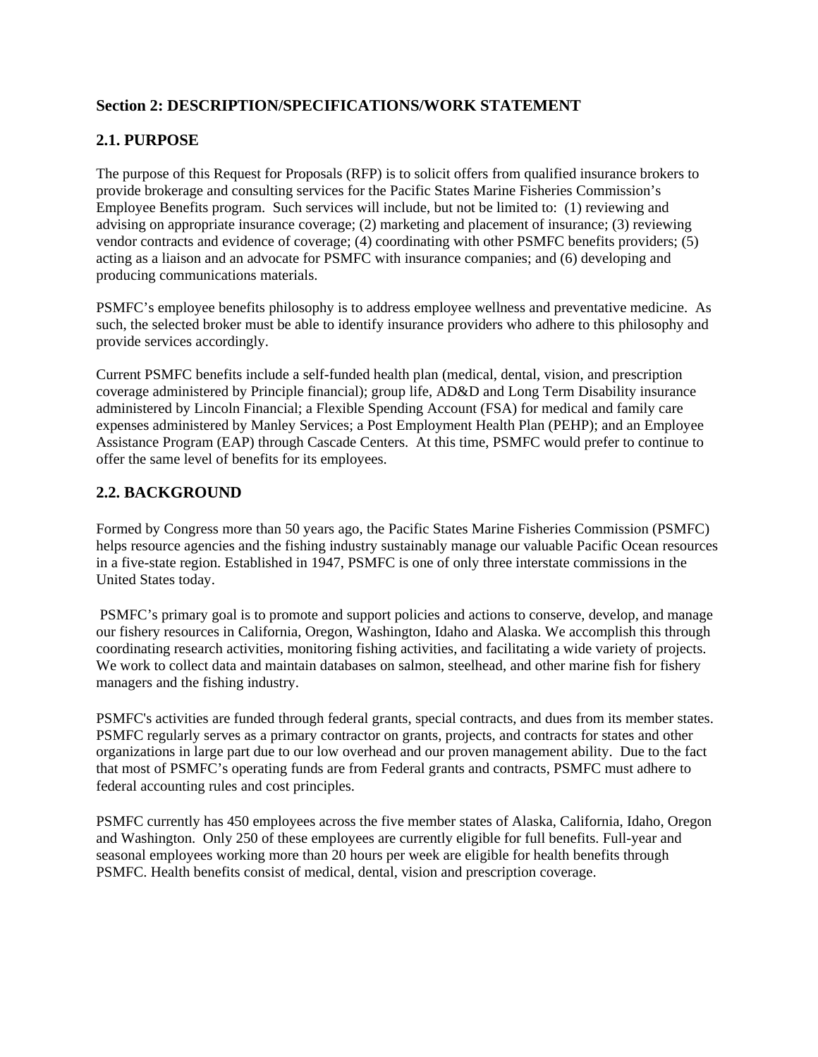## Section 2: DESCRIPTION/SPECIFICATIONS/WORK STATEMENT

### 2.1. PURPOSE

The purpose of this Request for Proposals (RFP) is to solicit offers from qualified insurance brokers to provide brokerage and consulting services for the Pacific States Marine Fisheries Commission's Employee Benefits program. Such services will include, but not be limited to: (1) reviewing and advising on appropriate insurance coverage; (2) marketing and placement of insurance; (3) reviewing vendor contracts and evidence of coverage; (4) coordinating with other PSMFC benefits providers; (5) acting as a liaison and an advocate for PSMFC with insurance companies; and (6) developing and producing communications materials.

PSMFC's employee benefits philosophy is to address employee wellness and preventative medicine. As such, the selected broker must be able to identify insurance providers who adhere to this philosophy and provide services accordingly.

Current PSMFC benefits include a self-funded health plan (medical, dental, vision, and prescription coverage administered by Principle financial); group life, AD&D and Long Term Disability insurance administered by Lincoln Financial; a Flexible Spending Account (FSA) for medical and family care expenses administered by Manley Services; a Post Employment Health Plan (PEHP); and an Employee Assistance Program (EAP) through Cascade Centers. At this time, PSMFC would prefer to continue to offer the same level of benefits for its employees.

### 2.2. BACKGROUND

Formed by Congress more than 50 years ago, the Pacific States Marine Fisheries Commission (PSMFC) helps resource agencies and the fishing industry sustainably manage our valuable Pacific Ocean resources in a five-state region. Established in 1947, PSMFC is one of only three interstate commissions in the United States today.

PSMFC's primary goal is to promote and support policies and actions to conserve, develop, and manage our fishery resources in California, Oregon, Washington, Idaho and Alaska. We accomplish this through coordinating research activities, monitoring fishing activities, and facilitating a wide variety of projects. We work to collect data and maintain databases on salmon, steelhead, and other marine fish for fishery managers and the fishing industry.

PSMFC's activities are funded through federal grants, special contracts, and dues from its member states. PSMFC regularly serves as a primary contractor on grants, projects, and contracts for states and other organizations in large part due to our low overhead and our proven management ability. Due to the fact that most of PSMFC's operating funds are from Federal grants and contracts, PSMFC must adhere to federal accounting rules and cost principles.

PSMFC currently has 450 employees across the five member states of Alaska, California, Idaho, Oregon and Washington. Only 250 of these employees are currently eligible for full benefits. Full-year and seasonal employees working more than 20 hours per week are eligible for health benefits through PSMFC. Health benefits consist of medical, dental, vision and prescription coverage.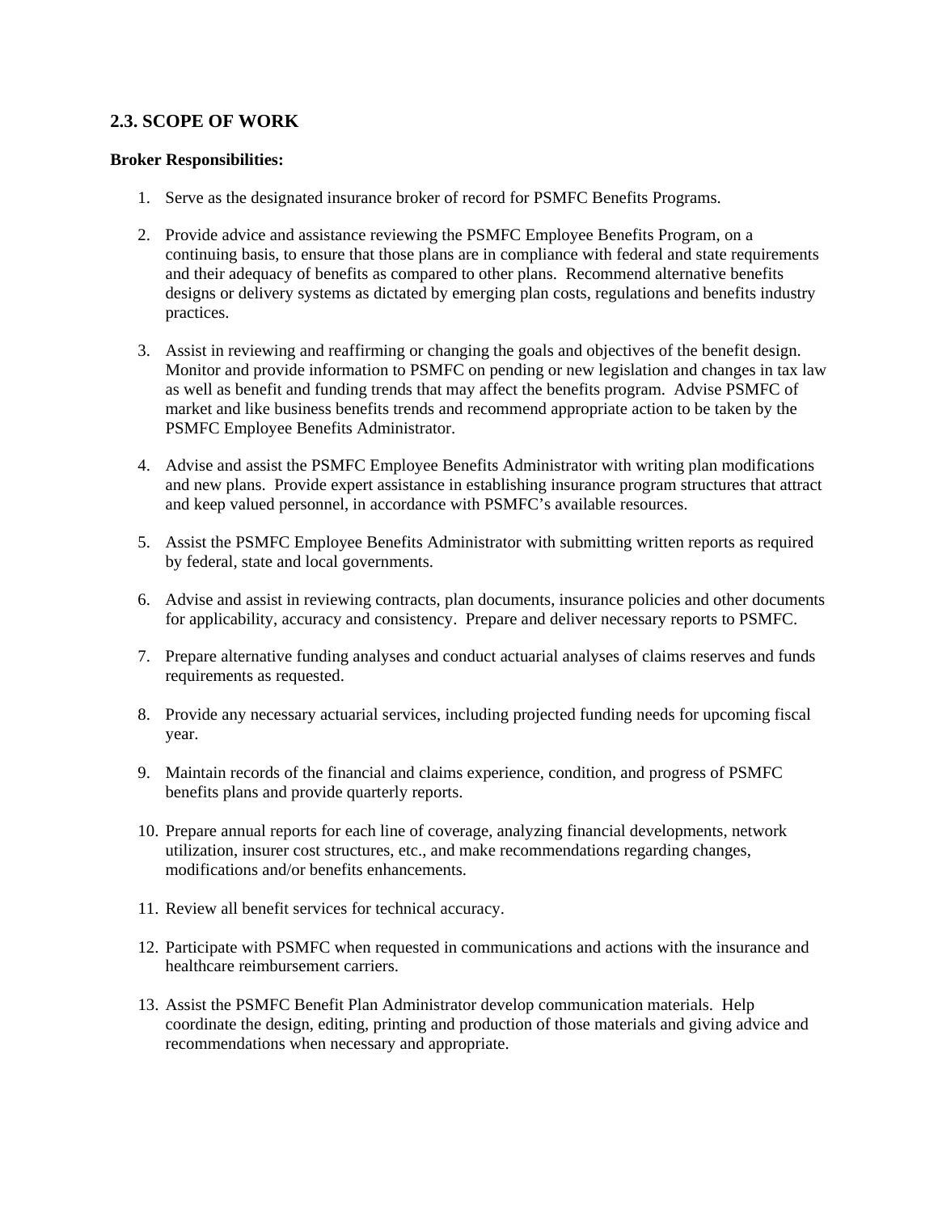## 2.3. SCOPE OF WORK

**Broker Responsibilities:**

1. Serve as the designated insurance broker of record for PSMFC Benefits Programs.

2. Provide advice and assistance reviewing the PSMFC Employee Benefits Program, on a continuing basis, to ensure that those plans are in compliance with federal and state requirements and their adequacy of benefits as compared to other plans. Recommend alternative benefits designs or delivery systems as dictated by emerging plan costs, regulations and benefits industry practices.

3. Assist in reviewing and reaffirming or changing the goals and objectives of the benefit design. Monitor and provide information to PSMFC on pending or new legislation and changes in tax law as well as benefit and funding trends that may affect the benefits program. Advise PSMFC of market and like business benefits trends and recommend appropriate action to be taken by the PSMFC Employee Benefits Administrator.

4. Advise and assist the PSMFC Employee Benefits Administrator with writing plan modifications and new plans. Provide expert assistance in establishing insurance program structures that attract and keep valued personnel, in accordance with PSMFC's available resources.

5. Assist the PSMFC Employee Benefits Administrator with submitting written reports as required by federal, state and local governments.

6. Advise and assist in reviewing contracts, plan documents, insurance policies and other documents for applicability, accuracy and consistency. Prepare and deliver necessary reports to PSMFC.

7. Prepare alternative funding analyses and conduct actuarial analyses of claims reserves and funds requirements as requested.

8. Provide any necessary actuarial services, including projected funding needs for upcoming fiscal year.

9. Maintain records of the financial and claims experience, condition, and progress of PSMFC benefits plans and provide quarterly reports.

10. Prepare annual reports for each line of coverage, analyzing financial developments, network utilization, insurer cost structures, etc., and make recommendations regarding changes, modifications and/or benefits enhancements.

11. Review all benefit services for technical accuracy.

12. Participate with PSMFC when requested in communications and actions with the insurance and healthcare reimbursement carriers.

13. Assist the PSMFC Benefit Plan Administrator develop communication materials. Help coordinate the design, editing, printing and production of those materials and giving advice and recommendations when necessary and appropriate.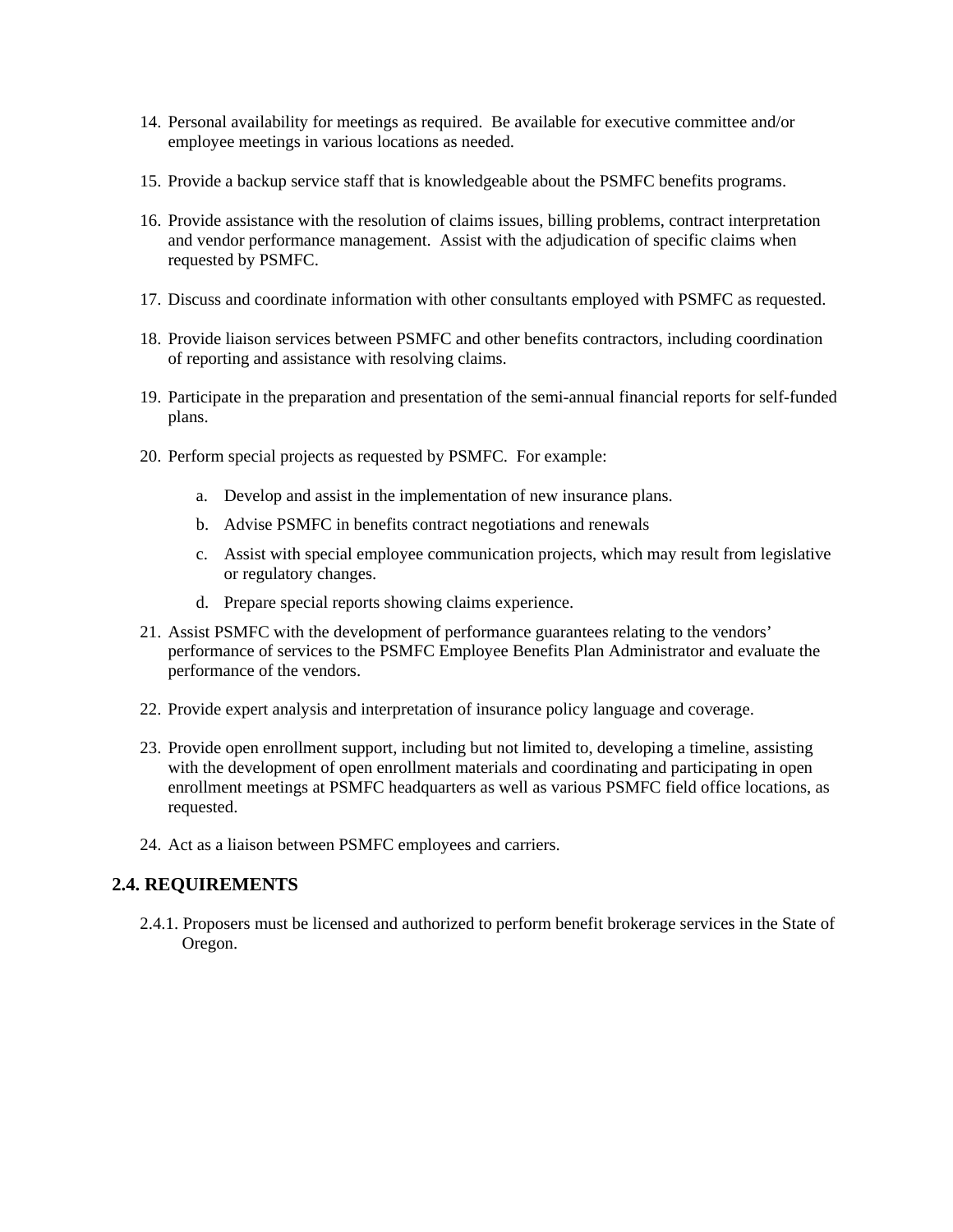14. Personal availability for meetings as required. Be available for executive committee and/or employee meetings in various locations as needed.

15. Provide a backup service staff that is knowledgeable about the PSMFC benefits programs.

16. Provide assistance with the resolution of claims issues, billing problems, contract interpretation and vendor performance management. Assist with the adjudication of specific claims when requested by PSMFC.

17. Discuss and coordinate information with other consultants employed with PSMFC as requested.

18. Provide liaison services between PSMFC and other benefits contractors, including coordination of reporting and assistance with resolving claims.

19. Participate in the preparation and presentation of the semi-annual financial reports for self-funded plans.

20. Perform special projects as requested by PSMFC. For example:

    a. Develop and assist in the implementation of new insurance plans.

    b. Advise PSMFC in benefits contract negotiations and renewals

    c. Assist with special employee communication projects, which may result from legislative or regulatory changes.

    d. Prepare special reports showing claims experience.

21. Assist PSMFC with the development of performance guarantees relating to the vendors' performance of services to the PSMFC Employee Benefits Plan Administrator and evaluate the performance of the vendors.

22. Provide expert analysis and interpretation of insurance policy language and coverage.

23. Provide open enrollment support, including but not limited to, developing a timeline, assisting with the development of open enrollment materials and coordinating and participating in open enrollment meetings at PSMFC headquarters as well as various PSMFC field office locations, as requested.

24. Act as a liaison between PSMFC employees and carriers.

## 2.4. REQUIREMENTS

2.4.1. Proposers must be licensed and authorized to perform benefit brokerage services in the State of Oregon.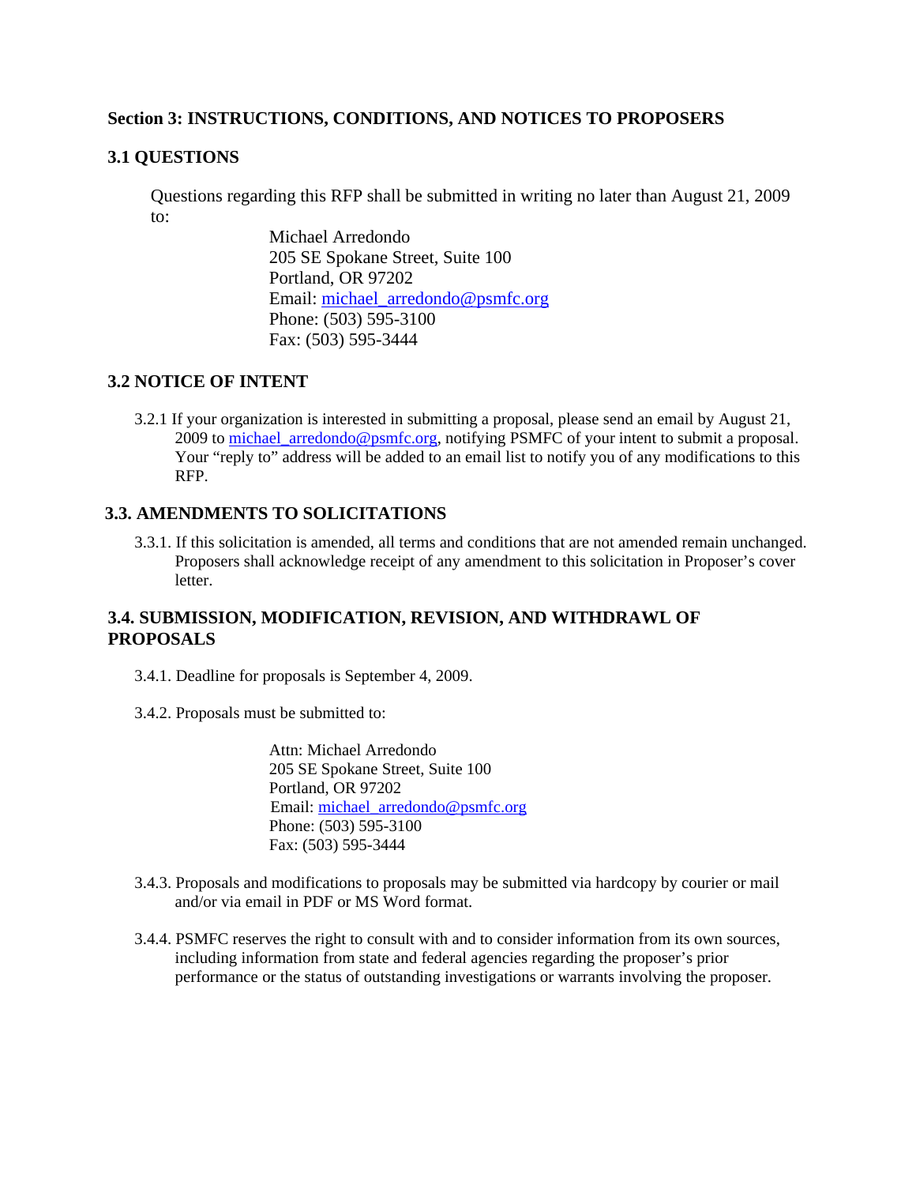## Section 3: INSTRUCTIONS, CONDITIONS, AND NOTICES TO PROPOSERS

### 3.1 QUESTIONS

Questions regarding this RFP shall be submitted in writing no later than August 21, 2009 to:

Michael Arredondo
205 SE Spokane Street, Suite 100
Portland, OR 97202
Email: michael_arredondo@psmfc.org
Phone: (503) 595-3100
Fax: (503) 595-3444

### 3.2 NOTICE OF INTENT

3.2.1 If your organization is interested in submitting a proposal, please send an email by August 21, 2009 to michael_arredondo@psmfc.org, notifying PSMFC of your intent to submit a proposal. Your "reply to" address will be added to an email list to notify you of any modifications to this RFP.

### 3.3. AMENDMENTS TO SOLICITATIONS

3.3.1. If this solicitation is amended, all terms and conditions that are not amended remain unchanged. Proposers shall acknowledge receipt of any amendment to this solicitation in Proposer's cover letter.

### 3.4. SUBMISSION, MODIFICATION, REVISION, AND WITHDRAWL OF PROPOSALS

3.4.1. Deadline for proposals is September 4, 2009.

3.4.2. Proposals must be submitted to:

Attn: Michael Arredondo
205 SE Spokane Street, Suite 100
Portland, OR 97202
Email: michael_arredondo@psmfc.org
Phone: (503) 595-3100
Fax: (503) 595-3444

3.4.3. Proposals and modifications to proposals may be submitted via hardcopy by courier or mail and/or via email in PDF or MS Word format.

3.4.4. PSMFC reserves the right to consult with and to consider information from its own sources, including information from state and federal agencies regarding the proposer's prior performance or the status of outstanding investigations or warrants involving the proposer.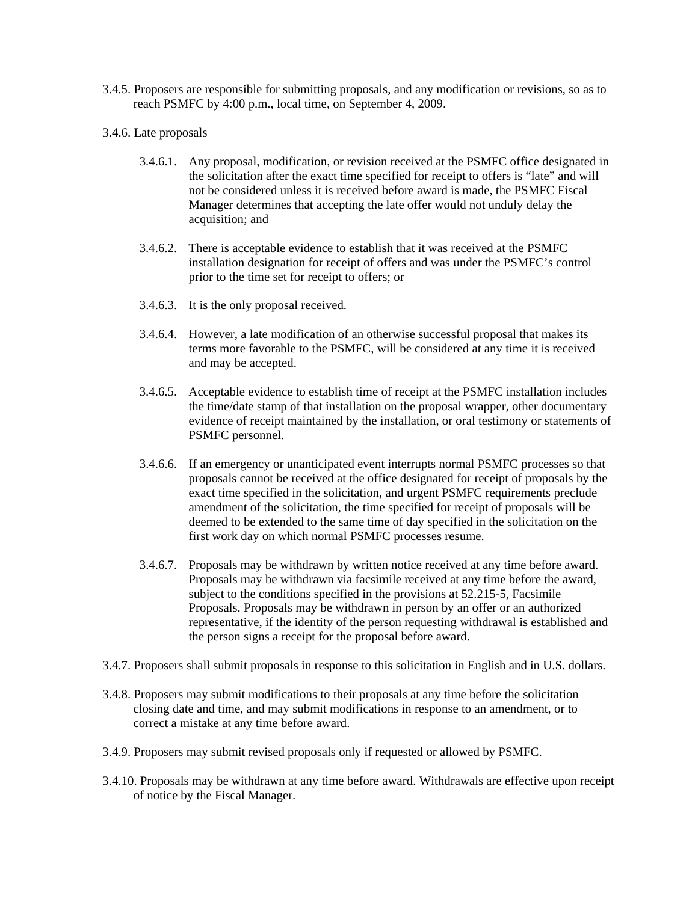3.4.5. Proposers are responsible for submitting proposals, and any modification or revisions, so as to reach PSMFC by 4:00 p.m., local time, on September 4, 2009.

3.4.6. Late proposals

- 3.4.6.1. Any proposal, modification, or revision received at the PSMFC office designated in the solicitation after the exact time specified for receipt to offers is "late" and will not be considered unless it is received before award is made, the PSMFC Fiscal Manager determines that accepting the late offer would not unduly delay the acquisition; and

- 3.4.6.2. There is acceptable evidence to establish that it was received at the PSMFC installation designation for receipt of offers and was under the PSMFC's control prior to the time set for receipt to offers; or

- 3.4.6.3. It is the only proposal received.

- 3.4.6.4. However, a late modification of an otherwise successful proposal that makes its terms more favorable to the PSMFC, will be considered at any time it is received and may be accepted.

- 3.4.6.5. Acceptable evidence to establish time of receipt at the PSMFC installation includes the time/date stamp of that installation on the proposal wrapper, other documentary evidence of receipt maintained by the installation, or oral testimony or statements of PSMFC personnel.

- 3.4.6.6. If an emergency or unanticipated event interrupts normal PSMFC processes so that proposals cannot be received at the office designated for receipt of proposals by the exact time specified in the solicitation, and urgent PSMFC requirements preclude amendment of the solicitation, the time specified for receipt of proposals will be deemed to be extended to the same time of day specified in the solicitation on the first work day on which normal PSMFC processes resume.

- 3.4.6.7. Proposals may be withdrawn by written notice received at any time before award. Proposals may be withdrawn via facsimile received at any time before the award, subject to the conditions specified in the provisions at 52.215-5, Facsimile Proposals. Proposals may be withdrawn in person by an offer or an authorized representative, if the identity of the person requesting withdrawal is established and the person signs a receipt for the proposal before award.

3.4.7. Proposers shall submit proposals in response to this solicitation in English and in U.S. dollars.

3.4.8. Proposers may submit modifications to their proposals at any time before the solicitation closing date and time, and may submit modifications in response to an amendment, or to correct a mistake at any time before award.

3.4.9. Proposers may submit revised proposals only if requested or allowed by PSMFC.

3.4.10. Proposals may be withdrawn at any time before award. Withdrawals are effective upon receipt of notice by the Fiscal Manager.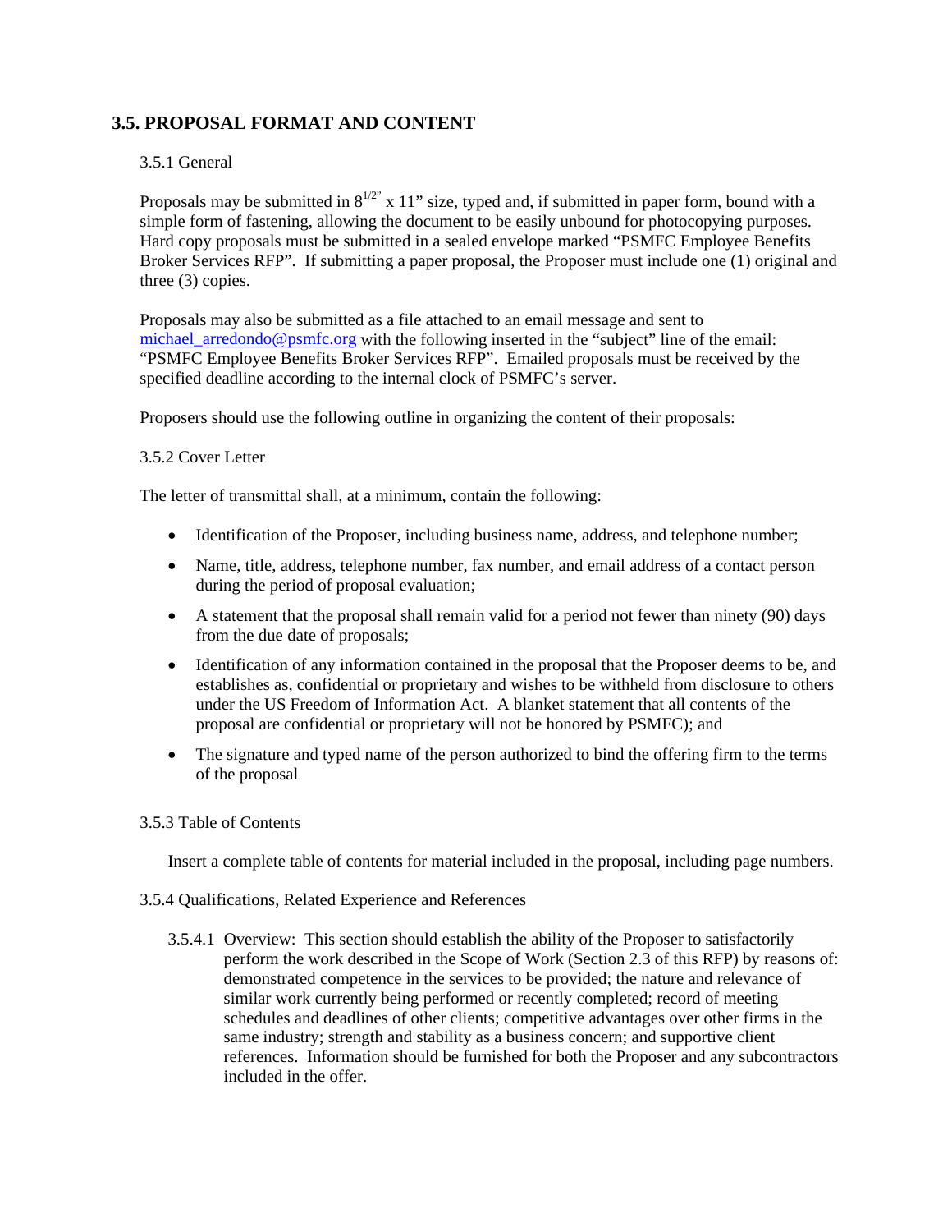## 3.5. PROPOSAL FORMAT AND CONTENT

3.5.1 General

Proposals may be submitted in $8^{1/2"}$ x 11" size, typed and, if submitted in paper form, bound with a simple form of fastening, allowing the document to be easily unbound for photocopying purposes. Hard copy proposals must be submitted in a sealed envelope marked "PSMFC Employee Benefits Broker Services RFP". If submitting a paper proposal, the Proposer must include one (1) original and three (3) copies.

Proposals may also be submitted as a file attached to an email message and sent to michael_arredondo@psmfc.org with the following inserted in the "subject" line of the email: "PSMFC Employee Benefits Broker Services RFP". Emailed proposals must be received by the specified deadline according to the internal clock of PSMFC's server.

Proposers should use the following outline in organizing the content of their proposals:

3.5.2 Cover Letter

The letter of transmittal shall, at a minimum, contain the following:

- Identification of the Proposer, including business name, address, and telephone number;
- Name, title, address, telephone number, fax number, and email address of a contact person during the period of proposal evaluation;
- A statement that the proposal shall remain valid for a period not fewer than ninety (90) days from the due date of proposals;
- Identification of any information contained in the proposal that the Proposer deems to be, and establishes as, confidential or proprietary and wishes to be withheld from disclosure to others under the US Freedom of Information Act. A blanket statement that all contents of the proposal are confidential or proprietary will not be honored by PSMFC); and
- The signature and typed name of the person authorized to bind the offering firm to the terms of the proposal

3.5.3 Table of Contents

Insert a complete table of contents for material included in the proposal, including page numbers.

3.5.4 Qualifications, Related Experience and References

3.5.4.1 Overview: This section should establish the ability of the Proposer to satisfactorily perform the work described in the Scope of Work (Section 2.3 of this RFP) by reasons of: demonstrated competence in the services to be provided; the nature and relevance of similar work currently being performed or recently completed; record of meeting schedules and deadlines of other clients; competitive advantages over other firms in the same industry; strength and stability as a business concern; and supportive client references. Information should be furnished for both the Proposer and any subcontractors included in the offer.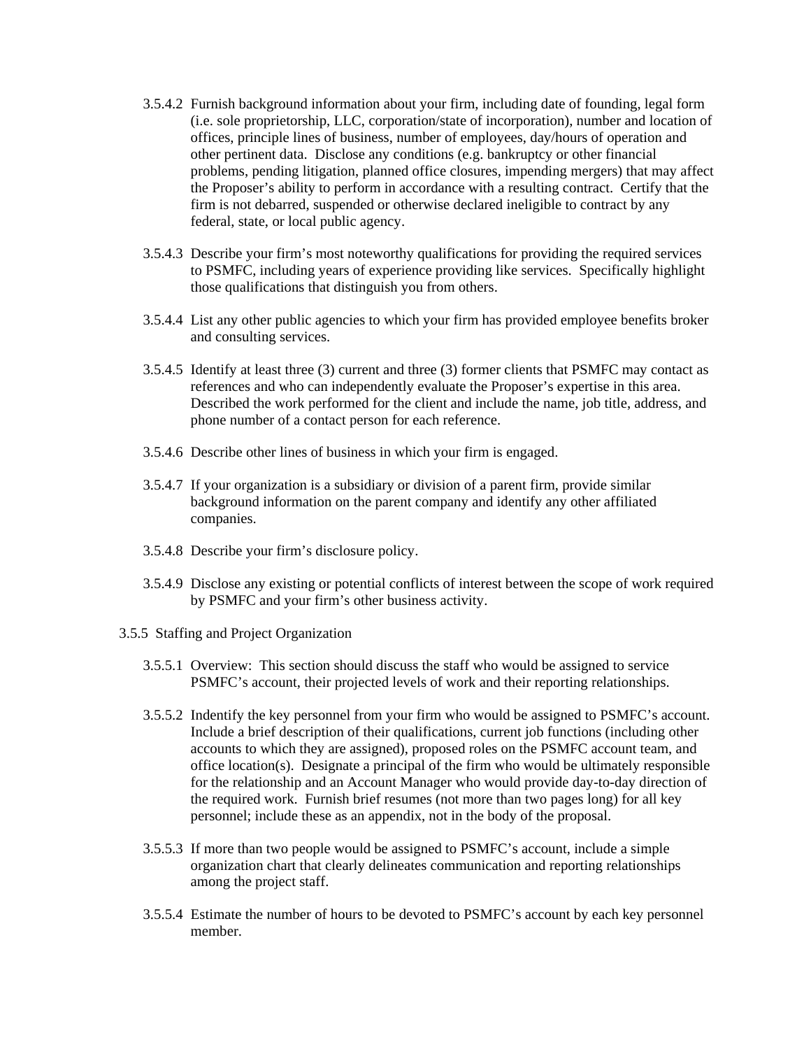3.5.4.2 Furnish background information about your firm, including date of founding, legal form (i.e. sole proprietorship, LLC, corporation/state of incorporation), number and location of offices, principle lines of business, number of employees, day/hours of operation and other pertinent data. Disclose any conditions (e.g. bankruptcy or other financial problems, pending litigation, planned office closures, impending mergers) that may affect the Proposer's ability to perform in accordance with a resulting contract. Certify that the firm is not debarred, suspended or otherwise declared ineligible to contract by any federal, state, or local public agency.

3.5.4.3 Describe your firm's most noteworthy qualifications for providing the required services to PSMFC, including years of experience providing like services. Specifically highlight those qualifications that distinguish you from others.

3.5.4.4 List any other public agencies to which your firm has provided employee benefits broker and consulting services.

3.5.4.5 Identify at least three (3) current and three (3) former clients that PSMFC may contact as references and who can independently evaluate the Proposer's expertise in this area. Described the work performed for the client and include the name, job title, address, and phone number of a contact person for each reference.

3.5.4.6 Describe other lines of business in which your firm is engaged.

3.5.4.7 If your organization is a subsidiary or division of a parent firm, provide similar background information on the parent company and identify any other affiliated companies.

3.5.4.8 Describe your firm's disclosure policy.

3.5.4.9 Disclose any existing or potential conflicts of interest between the scope of work required by PSMFC and your firm's other business activity.

3.5.5 Staffing and Project Organization

3.5.5.1 Overview: This section should discuss the staff who would be assigned to service PSMFC's account, their projected levels of work and their reporting relationships.

3.5.5.2 Indentify the key personnel from your firm who would be assigned to PSMFC's account. Include a brief description of their qualifications, current job functions (including other accounts to which they are assigned), proposed roles on the PSMFC account team, and office location(s). Designate a principal of the firm who would be ultimately responsible for the relationship and an Account Manager who would provide day-to-day direction of the required work. Furnish brief resumes (not more than two pages long) for all key personnel; include these as an appendix, not in the body of the proposal.

3.5.5.3 If more than two people would be assigned to PSMFC's account, include a simple organization chart that clearly delineates communication and reporting relationships among the project staff.

3.5.5.4 Estimate the number of hours to be devoted to PSMFC's account by each key personnel member.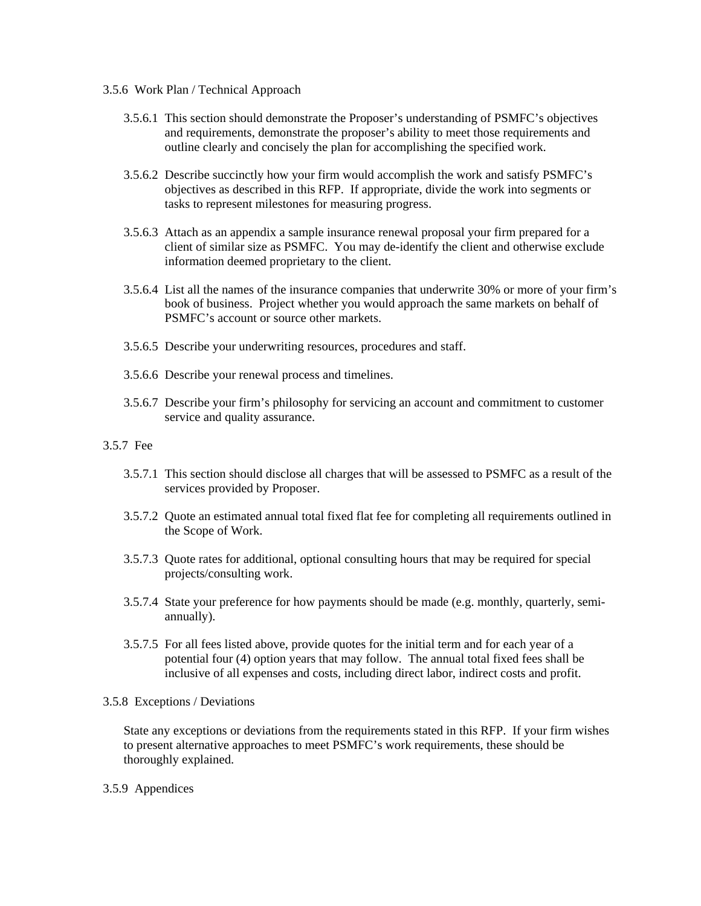### 3.5.6 Work Plan / Technical Approach

3.5.6.1 This section should demonstrate the Proposer's understanding of PSMFC's objectives and requirements, demonstrate the proposer's ability to meet those requirements and outline clearly and concisely the plan for accomplishing the specified work.

3.5.6.2 Describe succinctly how your firm would accomplish the work and satisfy PSMFC's objectives as described in this RFP. If appropriate, divide the work into segments or tasks to represent milestones for measuring progress.

3.5.6.3 Attach as an appendix a sample insurance renewal proposal your firm prepared for a client of similar size as PSMFC. You may de-identify the client and otherwise exclude information deemed proprietary to the client.

3.5.6.4 List all the names of the insurance companies that underwrite 30% or more of your firm's book of business. Project whether you would approach the same markets on behalf of PSMFC's account or source other markets.

3.5.6.5 Describe your underwriting resources, procedures and staff.

3.5.6.6 Describe your renewal process and timelines.

3.5.6.7 Describe your firm's philosophy for servicing an account and commitment to customer service and quality assurance.

### 3.5.7 Fee

3.5.7.1 This section should disclose all charges that will be assessed to PSMFC as a result of the services provided by Proposer.

3.5.7.2 Quote an estimated annual total fixed flat fee for completing all requirements outlined in the Scope of Work.

3.5.7.3 Quote rates for additional, optional consulting hours that may be required for special projects/consulting work.

3.5.7.4 State your preference for how payments should be made (e.g. monthly, quarterly, semi-annually).

3.5.7.5 For all fees listed above, provide quotes for the initial term and for each year of a potential four (4) option years that may follow. The annual total fixed fees shall be inclusive of all expenses and costs, including direct labor, indirect costs and profit.

### 3.5.8 Exceptions / Deviations

State any exceptions or deviations from the requirements stated in this RFP. If your firm wishes to present alternative approaches to meet PSMFC's work requirements, these should be thoroughly explained.

### 3.5.9 Appendices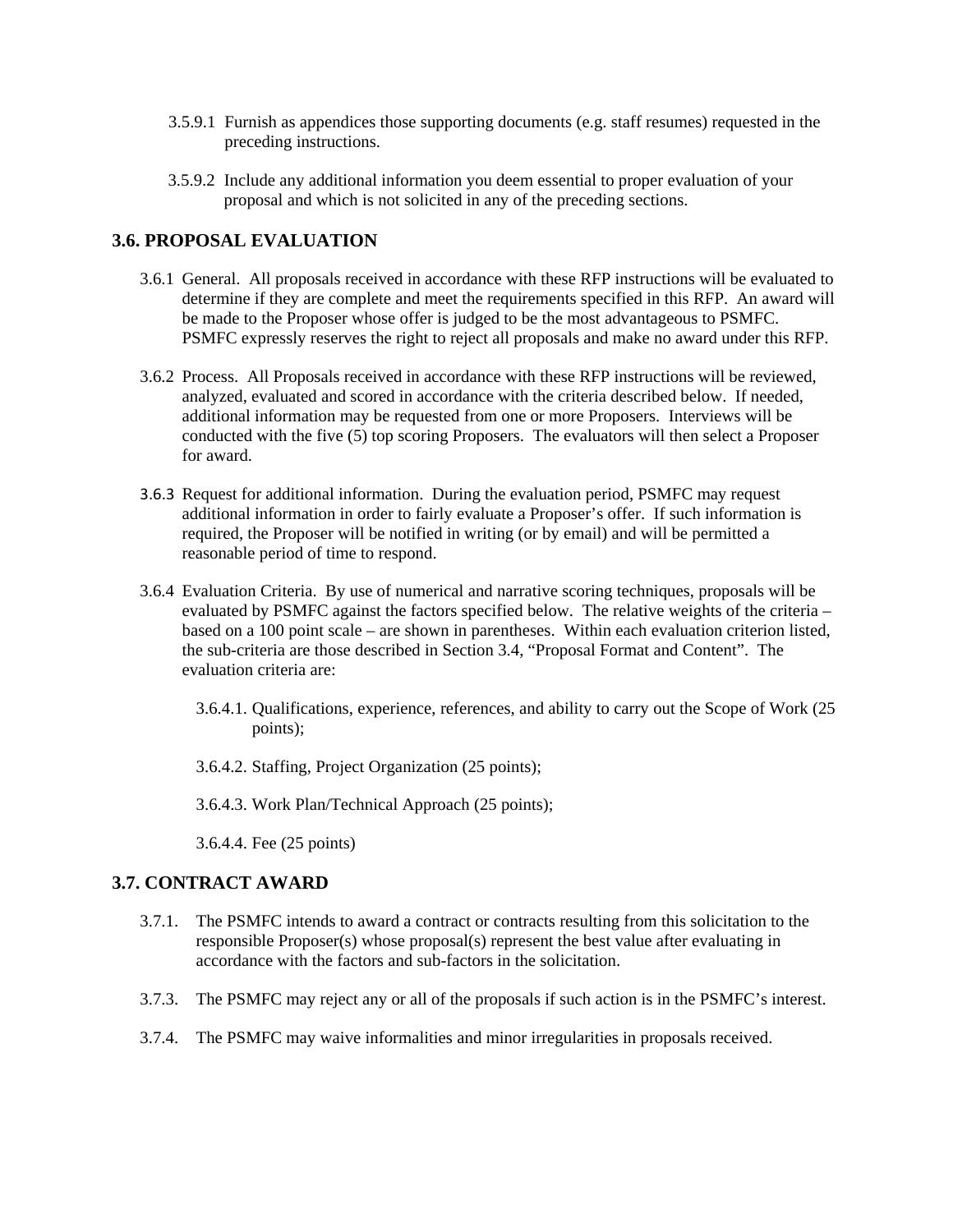3.5.9.1 Furnish as appendices those supporting documents (e.g. staff resumes) requested in the preceding instructions.

3.5.9.2 Include any additional information you deem essential to proper evaluation of your proposal and which is not solicited in any of the preceding sections.

## 3.6. PROPOSAL EVALUATION

3.6.1 General. All proposals received in accordance with these RFP instructions will be evaluated to determine if they are complete and meet the requirements specified in this RFP. An award will be made to the Proposer whose offer is judged to be the most advantageous to PSMFC. PSMFC expressly reserves the right to reject all proposals and make no award under this RFP.

3.6.2 Process. All Proposals received in accordance with these RFP instructions will be reviewed, analyzed, evaluated and scored in accordance with the criteria described below. If needed, additional information may be requested from one or more Proposers. Interviews will be conducted with the five (5) top scoring Proposers. The evaluators will then select a Proposer for award.

3.6.3 Request for additional information. During the evaluation period, PSMFC may request additional information in order to fairly evaluate a Proposer's offer. If such information is required, the Proposer will be notified in writing (or by email) and will be permitted a reasonable period of time to respond.

3.6.4 Evaluation Criteria. By use of numerical and narrative scoring techniques, proposals will be evaluated by PSMFC against the factors specified below. The relative weights of the criteria – based on a 100 point scale – are shown in parentheses. Within each evaluation criterion listed, the sub-criteria are those described in Section 3.4, "Proposal Format and Content". The evaluation criteria are:

3.6.4.1. Qualifications, experience, references, and ability to carry out the Scope of Work (25 points);

3.6.4.2. Staffing, Project Organization (25 points);

3.6.4.3. Work Plan/Technical Approach (25 points);

3.6.4.4. Fee (25 points)

## 3.7. CONTRACT AWARD

3.7.1. The PSMFC intends to award a contract or contracts resulting from this solicitation to the responsible Proposer(s) whose proposal(s) represent the best value after evaluating in accordance with the factors and sub-factors in the solicitation.

3.7.3. The PSMFC may reject any or all of the proposals if such action is in the PSMFC's interest.

3.7.4. The PSMFC may waive informalities and minor irregularities in proposals received.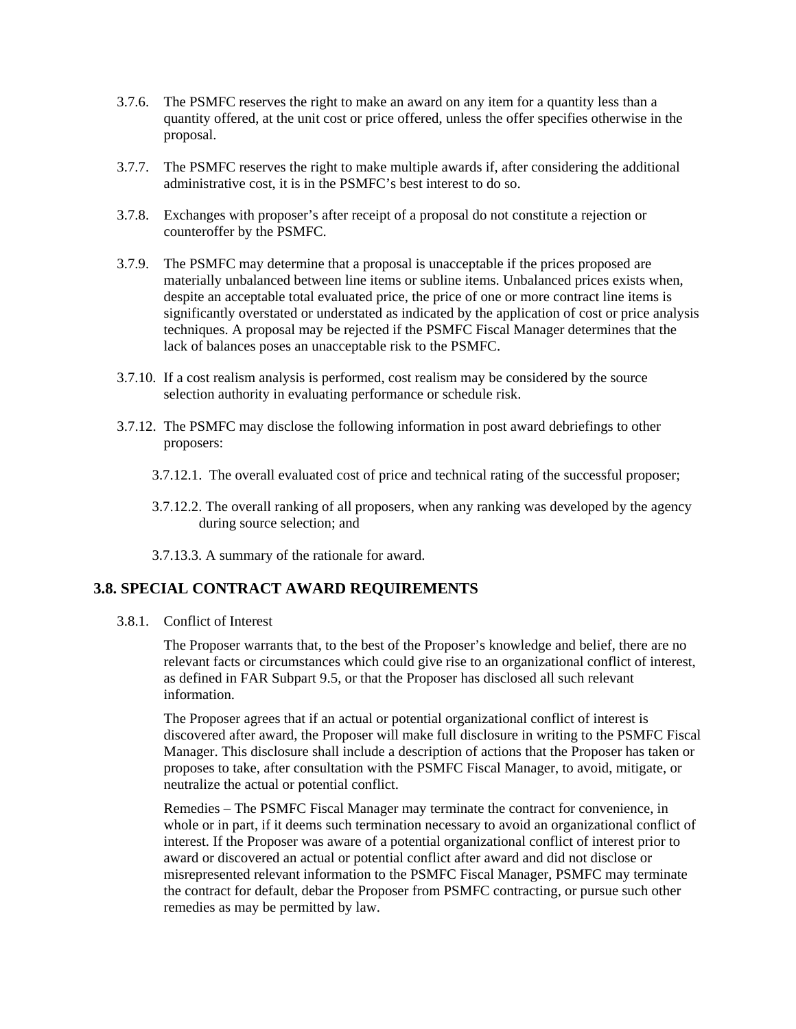3.7.6. The PSMFC reserves the right to make an award on any item for a quantity less than a quantity offered, at the unit cost or price offered, unless the offer specifies otherwise in the proposal.

3.7.7. The PSMFC reserves the right to make multiple awards if, after considering the additional administrative cost, it is in the PSMFC's best interest to do so.

3.7.8. Exchanges with proposer's after receipt of a proposal do not constitute a rejection or counteroffer by the PSMFC.

3.7.9. The PSMFC may determine that a proposal is unacceptable if the prices proposed are materially unbalanced between line items or subline items. Unbalanced prices exists when, despite an acceptable total evaluated price, the price of one or more contract line items is significantly overstated or understated as indicated by the application of cost or price analysis techniques. A proposal may be rejected if the PSMFC Fiscal Manager determines that the lack of balances poses an unacceptable risk to the PSMFC.

3.7.10. If a cost realism analysis is performed, cost realism may be considered by the source selection authority in evaluating performance or schedule risk.

3.7.12. The PSMFC may disclose the following information in post award debriefings to other proposers:

3.7.12.1. The overall evaluated cost of price and technical rating of the successful proposer;

3.7.12.2. The overall ranking of all proposers, when any ranking was developed by the agency during source selection; and

3.7.13.3. A summary of the rationale for award.

## 3.8. SPECIAL CONTRACT AWARD REQUIREMENTS

3.8.1. Conflict of Interest

The Proposer warrants that, to the best of the Proposer's knowledge and belief, there are no relevant facts or circumstances which could give rise to an organizational conflict of interest, as defined in FAR Subpart 9.5, or that the Proposer has disclosed all such relevant information.

The Proposer agrees that if an actual or potential organizational conflict of interest is discovered after award, the Proposer will make full disclosure in writing to the PSMFC Fiscal Manager. This disclosure shall include a description of actions that the Proposer has taken or proposes to take, after consultation with the PSMFC Fiscal Manager, to avoid, mitigate, or neutralize the actual or potential conflict.

Remedies – The PSMFC Fiscal Manager may terminate the contract for convenience, in whole or in part, if it deems such termination necessary to avoid an organizational conflict of interest. If the Proposer was aware of a potential organizational conflict of interest prior to award or discovered an actual or potential conflict after award and did not disclose or misrepresented relevant information to the PSMFC Fiscal Manager, PSMFC may terminate the contract for default, debar the Proposer from PSMFC contracting, or pursue such other remedies as may be permitted by law.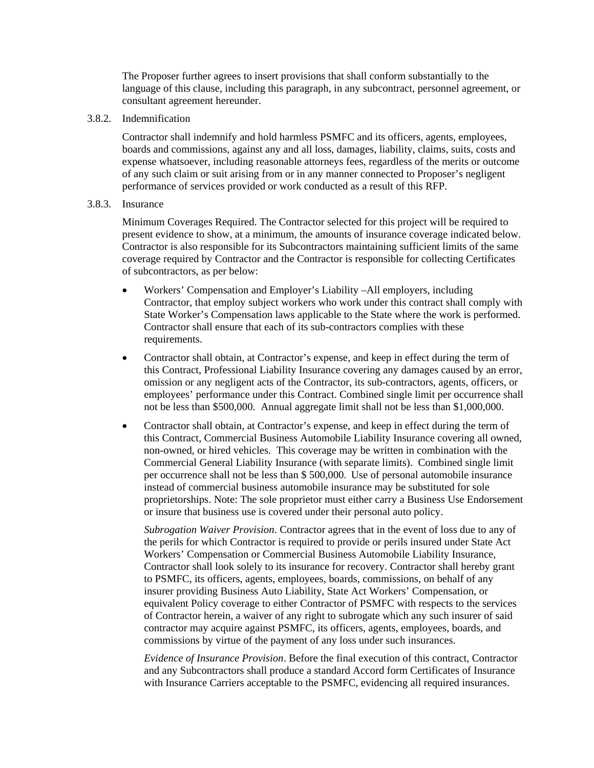The Proposer further agrees to insert provisions that shall conform substantially to the language of this clause, including this paragraph, in any subcontract, personnel agreement, or consultant agreement hereunder.

3.8.2. Indemnification

Contractor shall indemnify and hold harmless PSMFC and its officers, agents, employees, boards and commissions, against any and all loss, damages, liability, claims, suits, costs and expense whatsoever, including reasonable attorneys fees, regardless of the merits or outcome of any such claim or suit arising from or in any manner connected to Proposer's negligent performance of services provided or work conducted as a result of this RFP.

3.8.3. Insurance

Minimum Coverages Required. The Contractor selected for this project will be required to present evidence to show, at a minimum, the amounts of insurance coverage indicated below. Contractor is also responsible for its Subcontractors maintaining sufficient limits of the same coverage required by Contractor and the Contractor is responsible for collecting Certificates of subcontractors, as per below:

- Workers' Compensation and Employer's Liability –All employers, including Contractor, that employ subject workers who work under this contract shall comply with State Worker's Compensation laws applicable to the State where the work is performed. Contractor shall ensure that each of its sub-contractors complies with these requirements.
- Contractor shall obtain, at Contractor's expense, and keep in effect during the term of this Contract, Professional Liability Insurance covering any damages caused by an error, omission or any negligent acts of the Contractor, its sub-contractors, agents, officers, or employees' performance under this Contract. Combined single limit per occurrence shall not be less than $500,000. Annual aggregate limit shall not be less than $1,000,000.
- Contractor shall obtain, at Contractor's expense, and keep in effect during the term of this Contract, Commercial Business Automobile Liability Insurance covering all owned, non-owned, or hired vehicles. This coverage may be written in combination with the Commercial General Liability Insurance (with separate limits). Combined single limit per occurrence shall not be less than $ 500,000. Use of personal automobile insurance instead of commercial business automobile insurance may be substituted for sole proprietorships. Note: The sole proprietor must either carry a Business Use Endorsement or insure that business use is covered under their personal auto policy.

  *Subrogation Waiver Provision*. Contractor agrees that in the event of loss due to any of the perils for which Contractor is required to provide or perils insured under State Act Workers' Compensation or Commercial Business Automobile Liability Insurance, Contractor shall look solely to its insurance for recovery. Contractor shall hereby grant to PSMFC, its officers, agents, employees, boards, commissions, on behalf of any insurer providing Business Auto Liability, State Act Workers' Compensation, or equivalent Policy coverage to either Contractor of PSMFC with respects to the services of Contractor herein, a waiver of any right to subrogate which any such insurer of said contractor may acquire against PSMFC, its officers, agents, employees, boards, and commissions by virtue of the payment of any loss under such insurances.

  *Evidence of Insurance Provision*. Before the final execution of this contract, Contractor and any Subcontractors shall produce a standard Accord form Certificates of Insurance with Insurance Carriers acceptable to the PSMFC, evidencing all required insurances.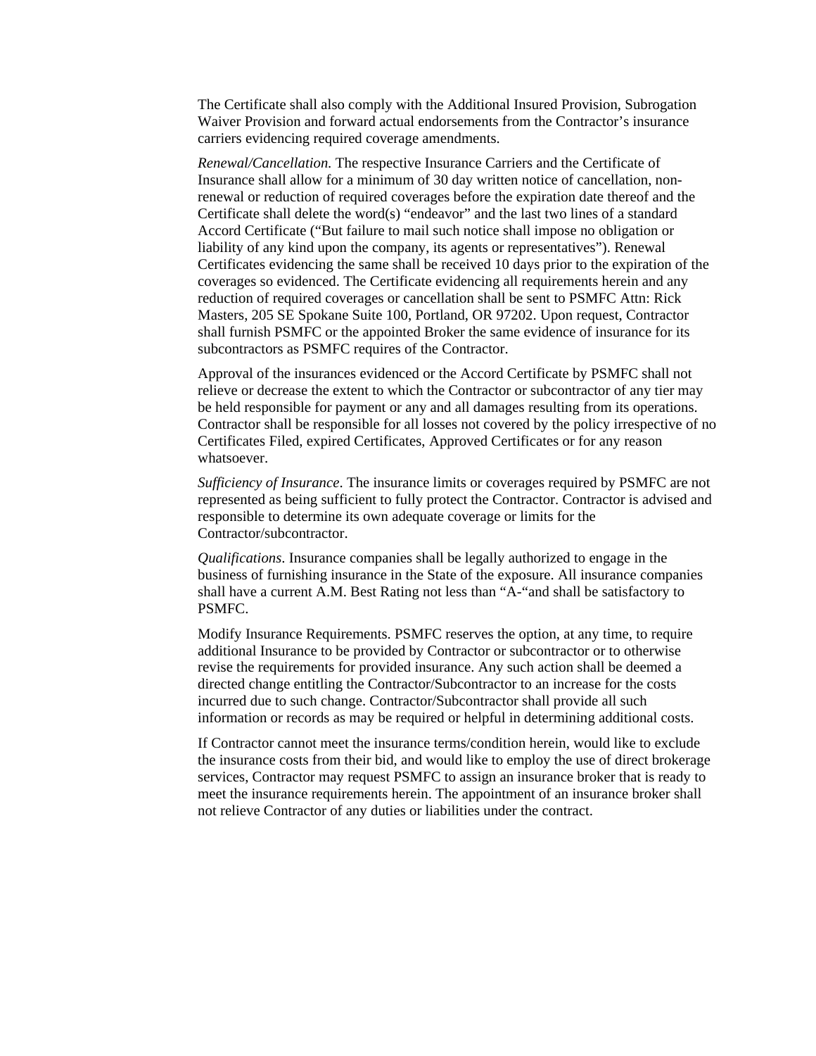The Certificate shall also comply with the Additional Insured Provision, Subrogation Waiver Provision and forward actual endorsements from the Contractor's insurance carriers evidencing required coverage amendments.

*Renewal/Cancellation.* The respective Insurance Carriers and the Certificate of Insurance shall allow for a minimum of 30 day written notice of cancellation, non-renewal or reduction of required coverages before the expiration date thereof and the Certificate shall delete the word(s) "endeavor" and the last two lines of a standard Accord Certificate ("But failure to mail such notice shall impose no obligation or liability of any kind upon the company, its agents or representatives"). Renewal Certificates evidencing the same shall be received 10 days prior to the expiration of the coverages so evidenced. The Certificate evidencing all requirements herein and any reduction of required coverages or cancellation shall be sent to PSMFC Attn: Rick Masters, 205 SE Spokane Suite 100, Portland, OR 97202. Upon request, Contractor shall furnish PSMFC or the appointed Broker the same evidence of insurance for its subcontractors as PSMFC requires of the Contractor.

Approval of the insurances evidenced or the Accord Certificate by PSMFC shall not relieve or decrease the extent to which the Contractor or subcontractor of any tier may be held responsible for payment or any and all damages resulting from its operations. Contractor shall be responsible for all losses not covered by the policy irrespective of no Certificates Filed, expired Certificates, Approved Certificates or for any reason whatsoever.

*Sufficiency of Insurance*. The insurance limits or coverages required by PSMFC are not represented as being sufficient to fully protect the Contractor. Contractor is advised and responsible to determine its own adequate coverage or limits for the Contractor/subcontractor.

*Qualifications*. Insurance companies shall be legally authorized to engage in the business of furnishing insurance in the State of the exposure. All insurance companies shall have a current A.M. Best Rating not less than "A-"and shall be satisfactory to PSMFC.

Modify Insurance Requirements. PSMFC reserves the option, at any time, to require additional Insurance to be provided by Contractor or subcontractor or to otherwise revise the requirements for provided insurance. Any such action shall be deemed a directed change entitling the Contractor/Subcontractor to an increase for the costs incurred due to such change. Contractor/Subcontractor shall provide all such information or records as may be required or helpful in determining additional costs.

If Contractor cannot meet the insurance terms/condition herein, would like to exclude the insurance costs from their bid, and would like to employ the use of direct brokerage services, Contractor may request PSMFC to assign an insurance broker that is ready to meet the insurance requirements herein. The appointment of an insurance broker shall not relieve Contractor of any duties or liabilities under the contract.